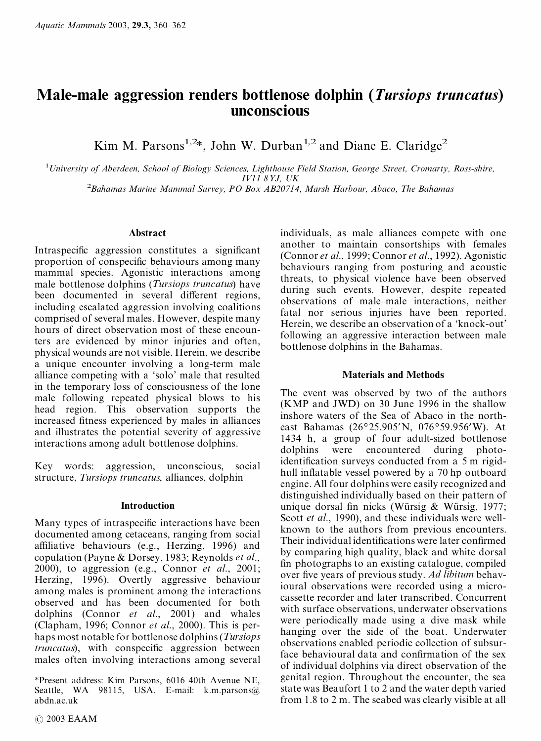# Male-male aggression renders bottlenose dolphin (*Tursiops truncatus*) unconscious

Kim M. Parsons[1,2]*, John W. Durban[1,2] and Diane E. Claridge[2]

[1]*University of Aberdeen, School of Biology Sciences, Lighthouse Field Station, George Street, Cromarty, Ross-shire, IV11 8YJ, UK*

[2]*Bahamas Marine Mammal Survey, PO Box AB20714, Marsh Harbour, Abaco, The Bahamas*

## Abstract

Intraspecific aggression constitutes a significant proportion of conspecific behaviours among many mammal species. Agonistic interactions among male bottlenose dolphins (*Tursiops truncatus*) have been documented in several different regions, including escalated aggression involving coalitions comprised of several males. However, despite many hours of direct observation most of these encounters are evidenced by minor injuries and often, physical wounds are not visible. Herein, we describe a unique encounter involving a long-term male alliance competing with a 'solo' male that resulted in the temporary loss of consciousness of the lone male following repeated physical blows to his head region. This observation supports the increased fitness experienced by males in alliances and illustrates the potential severity of aggressive interactions among adult bottlenose dolphins.

Key words: aggression, unconscious, social structure, *Tursiops truncatus*, alliances, dolphin

## Introduction

Many types of intraspecific interactions have been documented among cetaceans, ranging from social affiliative behaviours (e.g., Herzing, 1996) and copulation (Payne & Dorsey, 1983; Reynolds *et al*., 2000), to aggression (e.g., Connor *et al*., 2001; Herzing, 1996). Overtly aggressive behaviour among males is prominent among the interactions observed and has been documented for both dolphins (Connor *et al*., 2001) and whales (Clapham, 1996; Connor *et al*., 2000). This is perhaps most notable for bottlenose dolphins (*Tursiops truncatus*), with conspecific aggression between males often involving interactions among several individuals, as male alliances compete with one another to maintain consortships with females (Connor *et al*., 1999; Connor *et al*., 1992). Agonistic behaviours ranging from posturing and acoustic threats, to physical violence have been observed during such events. However, despite repeated observations of male–male interactions, neither fatal nor serious injuries have been reported. Herein, we describe an observation of a 'knock-out' following an aggressive interaction between male bottlenose dolphins in the Bahamas.

*Present address: Kim Parsons, 6016 40th Avenue NE, Seattle, WA 98115, USA. E-mail: k.m.parsons@abdn.ac.uk

© 2003 EAAM

## Materials and Methods

The event was observed by two of the authors (KMP and JWD) on 30 June 1996 in the shallow inshore waters of the Sea of Abaco in the north-east Bahamas (26°25.905′N, 076°59.956′W). At 1434 h, a group of four adult-sized bottlenose dolphins were encountered during photo-identification surveys conducted from a 5 m rigid-hull inflatable vessel powered by a 70 hp outboard engine. All four dolphins were easily recognized and distinguished individually based on their pattern of unique dorsal fin nicks (Würsig & Würsig, 1977; Scott *et al*., 1990), and these individuals were well-known to the authors from previous encounters. Their individual identifications were later confirmed by comparing high quality, black and white dorsal fin photographs to an existing catalogue, compiled over five years of previous study. *Ad libitum* behavioural observations were recorded using a micro-cassette recorder and later transcribed. Concurrent with surface observations, underwater observations were periodically made using a dive mask while hanging over the side of the boat. Underwater observations enabled periodic collection of subsurface behavioural data and confirmation of the sex of individual dolphins via direct observation of the genital region. Throughout the encounter, the sea state was Beaufort 1 to 2 and the water depth varied from 1.8 to 2 m. The seabed was clearly visible at all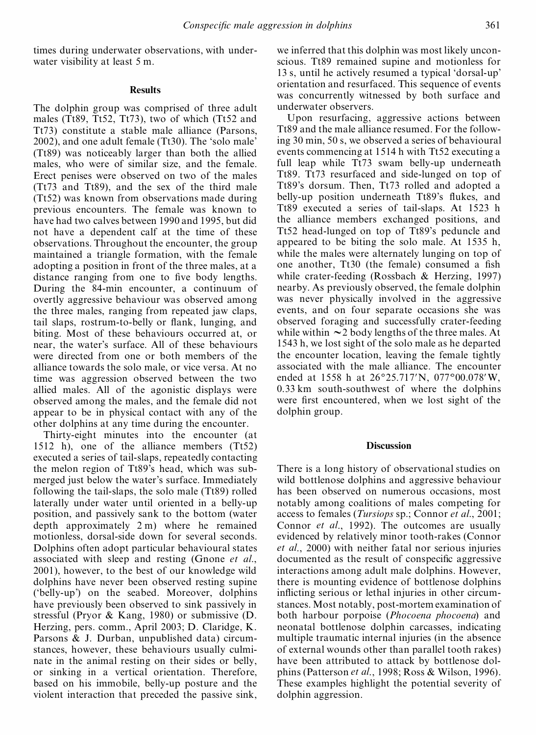times during underwater observations, with underwater visibility at least 5 m.

## Results

The dolphin group was comprised of three adult males (Tt89, Tt52, Tt73), two of which (Tt52 and Tt73) constitute a stable male alliance (Parsons, 2002), and one adult female (Tt30). The 'solo male' (Tt89) was noticeably larger than both the allied males, who were of similar size, and the female. Erect penises were observed on two of the males (Tt73 and Tt89), and the sex of the third male (Tt52) was known from observations made during previous encounters. The female was known to have had two calves between 1990 and 1995, but did not have a dependent calf at the time of these observations. Throughout the encounter, the group maintained a triangle formation, with the female adopting a position in front of the three males, at a distance ranging from one to five body lengths. During the 84-min encounter, a continuum of overtly aggressive behaviour was observed among the three males, ranging from repeated jaw claps, tail slaps, rostrum-to-belly or flank, lunging, and biting. Most of these behaviours occurred at, or near, the water's surface. All of these behaviours were directed from one or both members of the alliance towards the solo male, or vice versa. At no time was aggression observed between the two allied males. All of the agonistic displays were observed among the males, and the female did not appear to be in physical contact with any of the other dolphins at any time during the encounter.

Thirty-eight minutes into the encounter (at 1512 h), one of the alliance members (Tt52) executed a series of tail-slaps, repeatedly contacting the melon region of Tt89's head, which was submerged just below the water's surface. Immediately following the tail-slaps, the solo male (Tt89) rolled laterally under water until oriented in a belly-up position, and passively sank to the bottom (water depth approximately 2 m) where he remained motionless, dorsal-side down for several seconds. Dolphins often adopt particular behavioural states associated with sleep and resting (Gnone *et al.*, 2001), however, to the best of our knowledge wild dolphins have never been observed resting supine ('belly-up') on the seabed. Moreover, dolphins have previously been observed to sink passively in stressful (Pryor & Kang, 1980) or submissive (D. Herzing, pers. comm., April 2003; D. Claridge, K. Parsons & J. Durban, unpublished data) circumstances, however, these behaviours usually culminate in the animal resting on their sides or belly, or sinking in a vertical orientation. Therefore, based on his immobile, belly-up posture and the violent interaction that preceded the passive sink, we inferred that this dolphin was most likely unconscious. Tt89 remained supine and motionless for 13 s, until he actively resumed a typical 'dorsal-up' orientation and resurfaced. This sequence of events was concurrently witnessed by both surface and underwater observers.

Upon resurfacing, aggressive actions between Tt89 and the male alliance resumed. For the following 30 min, 50 s, we observed a series of behavioural events commencing at 1514 h with Tt52 executing a full leap while Tt73 swam belly-up underneath Tt89. Tt73 resurfaced and side-lunged on top of Tt89's dorsum. Then, Tt73 rolled and adopted a belly-up position underneath Tt89's flukes, and Tt89 executed a series of tail-slaps. At 1523 h the alliance members exchanged positions, and Tt52 head-lunged on top of Tt89's peduncle and appeared to be biting the solo male. At 1535 h, while the males were alternately lunging on top of one another, Tt30 (the female) consumed a fish while crater-feeding (Rossbach & Herzing, 1997) nearby. As previously observed, the female dolphin was never physically involved in the aggressive events, and on four separate occasions she was observed foraging and successfully crater-feeding while within ~2 body lengths of the three males. At 1543 h, we lost sight of the solo male as he departed the encounter location, leaving the female tightly associated with the male alliance. The encounter ended at 1558 h at 26°25.717′N, 077°00.078′W, 0.33 km south-southwest of where the dolphins were first encountered, when we lost sight of the dolphin group.

## Discussion

There is a long history of observational studies on wild bottlenose dolphins and aggressive behaviour has been observed on numerous occasions, most notably among coalitions of males competing for access to females (*Tursiops* sp.; Connor *et al.*, 2001; Connor *et al.*, 1992). The outcomes are usually evidenced by relatively minor tooth-rakes (Connor *et al.*, 2000) with neither fatal nor serious injuries documented as the result of conspecific aggressive interactions among adult male dolphins. However, there is mounting evidence of bottlenose dolphins inflicting serious or lethal injuries in other circumstances. Most notably, post-mortem examination of both harbour porpoise (*Phocoena phocoena*) and neonatal bottlenose dolphin carcasses, indicating multiple traumatic internal injuries (in the absence of external wounds other than parallel tooth rakes) have been attributed to attack by bottlenose dolphins (Patterson *et al.*, 1998; Ross & Wilson, 1996). These examples highlight the potential severity of dolphin aggression.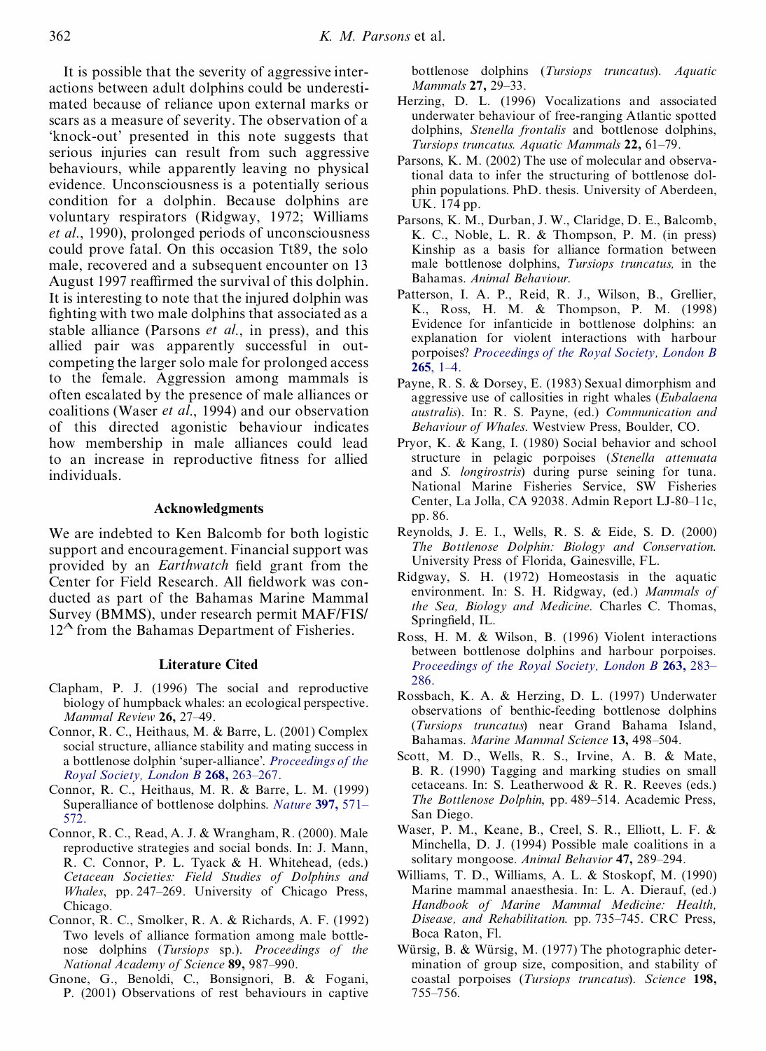It is possible that the severity of aggressive interactions between adult dolphins could be underestimated because of reliance upon external marks or scars as a measure of severity. The observation of a 'knock-out' presented in this note suggests that serious injuries can result from such aggressive behaviours, while apparently leaving no physical evidence. Unconsciousness is a potentially serious condition for a dolphin. Because dolphins are voluntary respirators (Ridgway, 1972; Williams *et al*., 1990), prolonged periods of unconsciousness could prove fatal. On this occasion Tt89, the solo male, recovered and a subsequent encounter on 13 August 1997 reaffirmed the survival of this dolphin. It is interesting to note that the injured dolphin was fighting with two male dolphins that associated as a stable alliance (Parsons *et al*., in press), and this allied pair was apparently successful in out-competing the larger solo male for prolonged access to the female. Aggression among mammals is often escalated by the presence of male alliances or coalitions (Waser *et al*., 1994) and our observation of this directed agonistic behaviour indicates how membership in male alliances could lead to an increase in reproductive fitness for allied individuals.

## Acknowledgments

We are indebted to Ken Balcomb for both logistic support and encouragement. Financial support was provided by an *Earthwatch* field grant from the Center for Field Research. All fieldwork was conducted as part of the Bahamas Marine Mammal Survey (BMMS), under research permit MAF/FIS/12^ from the Bahamas Department of Fisheries.

## Literature Cited

Clapham, P. J. (1996) The social and reproductive biology of humpback whales: an ecological perspective. *Mammal Review* **26,** 27–49.

Connor, R. C., Heithaus, M. & Barre, L. (2001) Complex social structure, alliance stability and mating success in a bottlenose dolphin 'super-alliance'. *Proceedings of the Royal Society, London B* **268,** 263–267.

Connor, R. C., Heithaus, M. R. & Barre, L. M. (1999) Superalliance of bottlenose dolphins. *Nature* **397,** 571–572.

Connor, R. C., Read, A. J. & Wrangham, R. (2000). Male reproductive strategies and social bonds. In: J. Mann, R. C. Connor, P. L. Tyack & H. Whitehead, (eds.) *Cetacean Societies: Field Studies of Dolphins and Whales*, pp. 247–269. University of Chicago Press, Chicago.

Connor, R. C., Smolker, R. A. & Richards, A. F. (1992) Two levels of alliance formation among male bottlenose dolphins (*Tursiops* sp.). *Proceedings of the National Academy of Science* **89,** 987–990.

Gnone, G., Benoldi, C., Bonsignori, B. & Fogani, P. (2001) Observations of rest behaviours in captive bottlenose dolphins (*Tursiops truncatus*). *Aquatic Mammals* **27,** 29–33.

Herzing, D. L. (1996) Vocalizations and associated underwater behaviour of free-ranging Atlantic spotted dolphins, *Stenella frontalis* and bottlenose dolphins, *Tursiops truncatus*. *Aquatic Mammals* **22,** 61–79.

Parsons, K. M. (2002) The use of molecular and observational data to infer the structuring of bottlenose dolphin populations. PhD. thesis. University of Aberdeen, UK. 174 pp.

Parsons, K. M., Durban, J. W., Claridge, D. E., Balcomb, K. C., Noble, L. R. & Thompson, P. M. (in press) Kinship as a basis for alliance formation between male bottlenose dolphins, *Tursiops truncatus,* in the Bahamas. *Animal Behaviour*.

Patterson, I. A. P., Reid, R. J., Wilson, B., Grellier, K., Ross, H. M. & Thompson, P. M. (1998) Evidence for infanticide in bottlenose dolphins: an explanation for violent interactions with harbour porpoises? *Proceedings of the Royal Society, London B* **265**, 1–4.

Payne, R. S. & Dorsey, E. (1983) Sexual dimorphism and aggressive use of callosities in right whales (*Eubalaena australis*). In: R. S. Payne, (ed.) *Communication and Behaviour of Whales*. Westview Press, Boulder, CO.

Pryor, K. & Kang, I. (1980) Social behavior and school structure in pelagic porpoises (*Stenella attenuata* and *S. longirostris*) during purse seining for tuna. National Marine Fisheries Service, SW Fisheries Center, La Jolla, CA 92038. Admin Report LJ-80–11c, pp. 86.

Reynolds, J. E. I., Wells, R. S. & Eide, S. D. (2000) *The Bottlenose Dolphin: Biology and Conservation*. University Press of Florida, Gainesville, FL.

Ridgway, S. H. (1972) Homeostasis in the aquatic environment. In: S. H. Ridgway, (ed.) *Mammals of the Sea, Biology and Medicine*. Charles C. Thomas, Springfield, IL.

Ross, H. M. & Wilson, B. (1996) Violent interactions between bottlenose dolphins and harbour porpoises. *Proceedings of the Royal Society, London B* **263,** 283–286.

Rossbach, K. A. & Herzing, D. L. (1997) Underwater observations of benthic-feeding bottlenose dolphins (*Tursiops truncatus*) near Grand Bahama Island, Bahamas. *Marine Mammal Science* **13,** 498–504.

Scott, M. D., Wells, R. S., Irvine, A. B. & Mate, B. R. (1990) Tagging and marking studies on small cetaceans. In: S. Leatherwood & R. R. Reeves (eds.) *The Bottlenose Dolphin*, pp. 489–514. Academic Press, San Diego.

Waser, P. M., Keane, B., Creel, S. R., Elliott, L. F. & Minchella, D. J. (1994) Possible male coalitions in a solitary mongoose. *Animal Behavior* **47,** 289–294.

Williams, T. D., Williams, A. L. & Stoskopf, M. (1990) Marine mammal anaesthesia. In: L. A. Dierauf, (ed.) *Handbook of Marine Mammal Medicine: Health, Disease, and Rehabilitation*. pp. 735–745. CRC Press, Boca Raton, Fl.

Würsig, B. & Würsig, M. (1977) The photographic determination of group size, composition, and stability of coastal porpoises (*Tursiops truncatus*). *Science* **198,** 755–756.